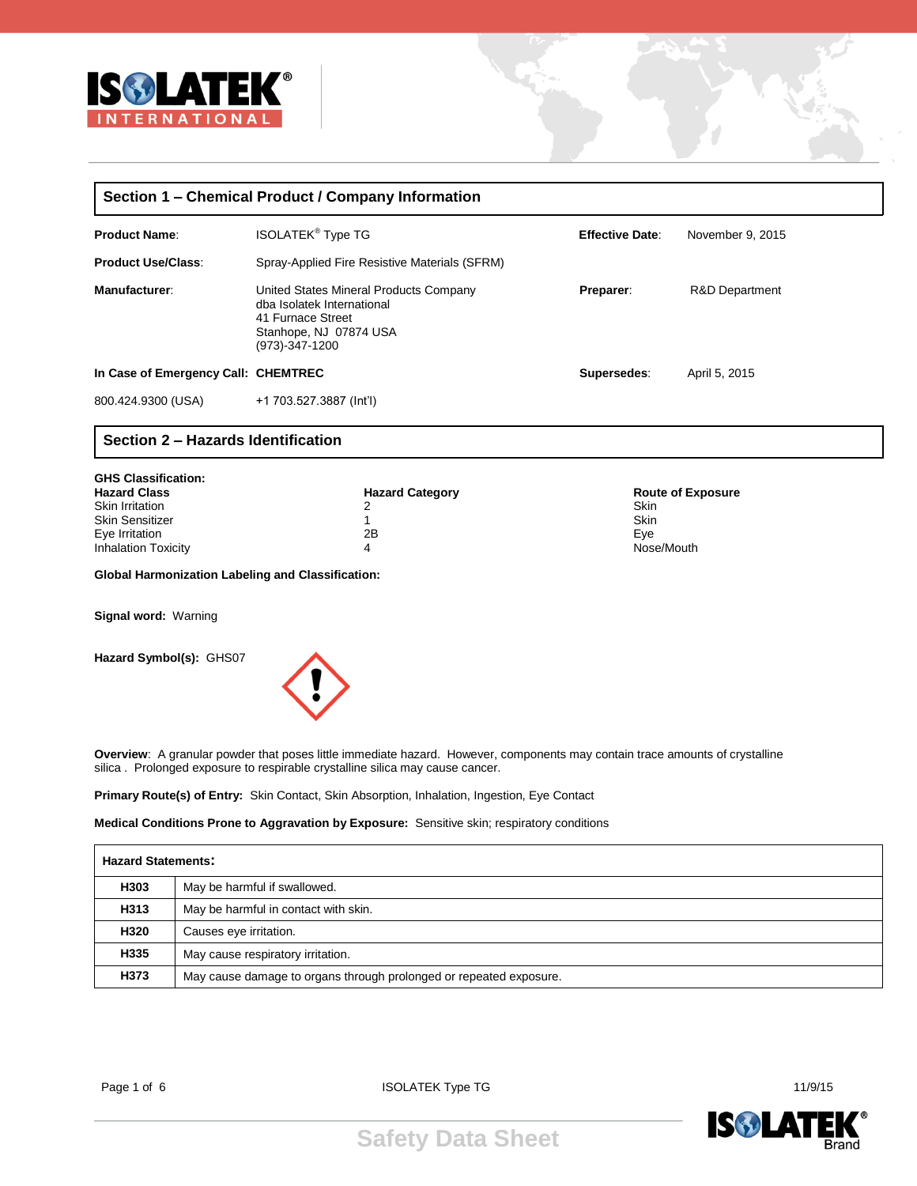## Section 1 – Chemical Product / Company Information

| | | | |
|---|---|---|---|
| **Product Name**: | ISOLATEK® Type TG | **Effective Date**: | November 9, 2015 |
| **Product Use/Class**: | Spray-Applied Fire Resistive Materials (SFRM) | | |
| **Manufacturer**: | United States Mineral Products Company<br>dba Isolatek International<br>41 Furnace Street<br>Stanhope, NJ 07874 USA<br>(973)-347-1200 | **Preparer**: | R&D Department |
| **In Case of Emergency Call:** | **CHEMTREC** | **Supersedes**: | April 5, 2015 |
| 800.424.9300 (USA) | +1 703.527.3887 (Int'l) | | |

## Section 2 – Hazards Identification

**GHS Classification:**

| Hazard Class | Hazard Category | Route of Exposure |
|---|---|---|
| Skin Irritation | 2 | Skin |
| Skin Sensitizer | 1 | Skin |
| Eye Irritation | 2B | Eye |
| Inhalation Toxicity | 4 | Nose/Mouth |

**Global Harmonization Labeling and Classification:**

**Signal word:** Warning

**Hazard Symbol(s):** GHS07

**Overview**: A granular powder that poses little immediate hazard. However, components may contain trace amounts of crystalline silica . Prolonged exposure to respirable crystalline silica may cause cancer.

**Primary Route(s) of Entry:** Skin Contact, Skin Absorption, Inhalation, Ingestion, Eye Contact

**Medical Conditions Prone to Aggravation by Exposure:** Sensitive skin; respiratory conditions

| **Hazard Statements:** | |
|---|---|
| **H303** | May be harmful if swallowed. |
| **H313** | May be harmful in contact with skin. |
| **H320** | Causes eye irritation. |
| **H335** | May cause respiratory irritation. |
| **H373** | May cause damage to organs through prolonged or repeated exposure. |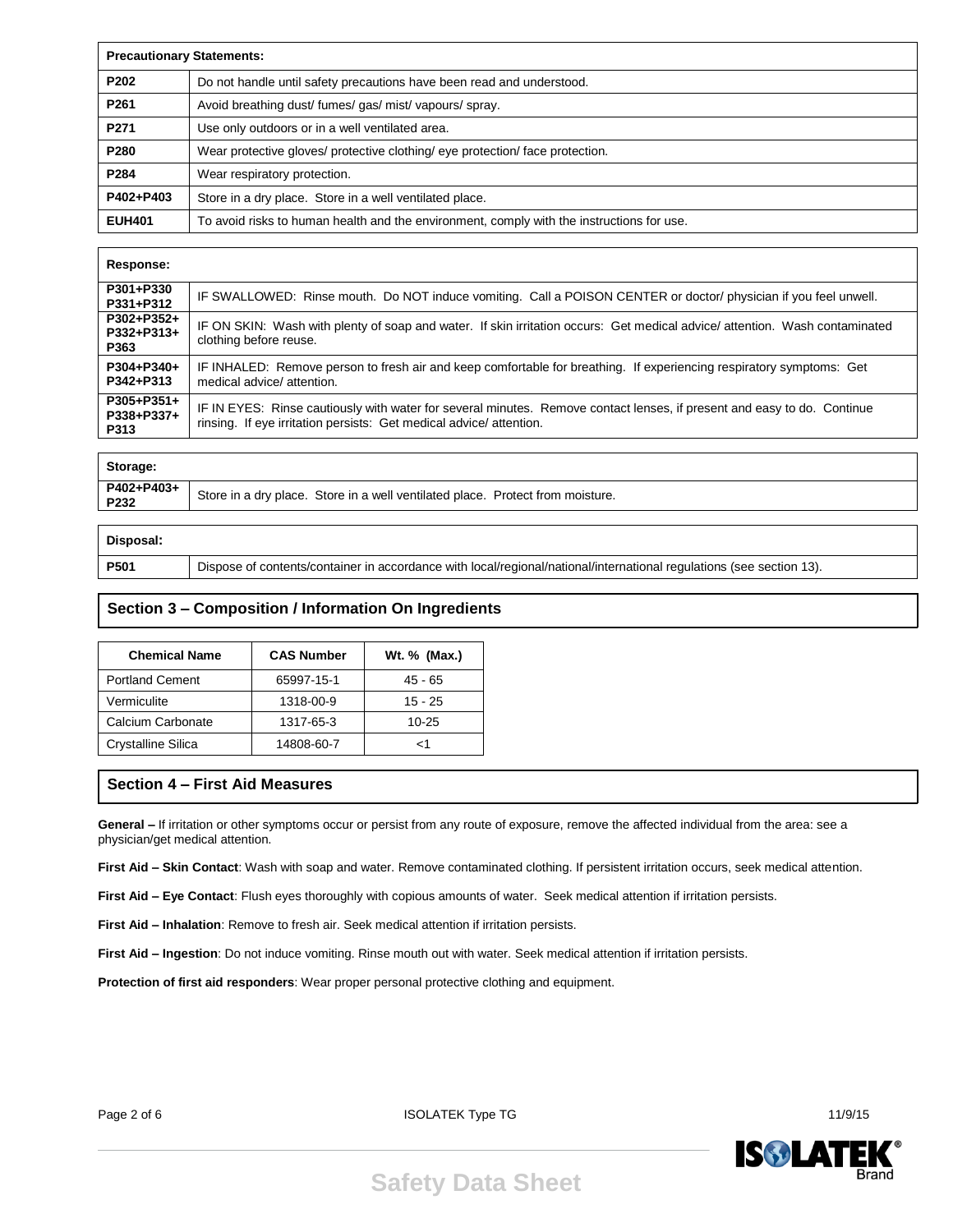| Precautionary Statements: | |
|---|---|
| **P202** | Do not handle until safety precautions have been read and understood. |
| **P261** | Avoid breathing dust/ fumes/ gas/ mist/ vapours/ spray. |
| **P271** | Use only outdoors or in a well ventilated area. |
| **P280** | Wear protective gloves/ protective clothing/ eye protection/ face protection. |
| **P284** | Wear respiratory protection. |
| **P402+P403** | Store in a dry place. Store in a well ventilated place. |
| **EUH401** | To avoid risks to human health and the environment, comply with the instructions for use. |

| Response: | |
|---|---|
| **P301+P330 P331+P312** | IF SWALLOWED: Rinse mouth. Do NOT induce vomiting. Call a POISON CENTER or doctor/ physician if you feel unwell. |
| **P302+P352+ P332+P313+ P363** | IF ON SKIN: Wash with plenty of soap and water. If skin irritation occurs: Get medical advice/ attention. Wash contaminated clothing before reuse. |
| **P304+P340+ P342+P313** | IF INHALED: Remove person to fresh air and keep comfortable for breathing. If experiencing respiratory symptoms: Get medical advice/ attention. |
| **P305+P351+ P338+P337+ P313** | IF IN EYES: Rinse cautiously with water for several minutes. Remove contact lenses, if present and easy to do. Continue rinsing. If eye irritation persists: Get medical advice/ attention. |

| Storage: | |
|---|---|
| **P402+P403+ P232** | Store in a dry place. Store in a well ventilated place. Protect from moisture. |

| Disposal: | |
|---|---|
| **P501** | Dispose of contents/container in accordance with local/regional/national/international regulations (see section 13). |

## Section 3 – Composition / Information On Ingredients

| Chemical Name | CAS Number | Wt. % (Max.) |
|---|---|---|
| Portland Cement | 65997-15-1 | 45 - 65 |
| Vermiculite | 1318-00-9 | 15 - 25 |
| Calcium Carbonate | 1317-65-3 | 10-25 |
| Crystalline Silica | 14808-60-7 | <1 |

## Section 4 – First Aid Measures

**General –** If irritation or other symptoms occur or persist from any route of exposure, remove the affected individual from the area: see a physician/get medical attention.

**First Aid – Skin Contact**: Wash with soap and water. Remove contaminated clothing. If persistent irritation occurs, seek medical attention.

**First Aid – Eye Contact**: Flush eyes thoroughly with copious amounts of water. Seek medical attention if irritation persists.

**First Aid – Inhalation**: Remove to fresh air. Seek medical attention if irritation persists.

**First Aid – Ingestion**: Do not induce vomiting. Rinse mouth out with water. Seek medical attention if irritation persists.

**Protection of first aid responders**: Wear proper personal protective clothing and equipment.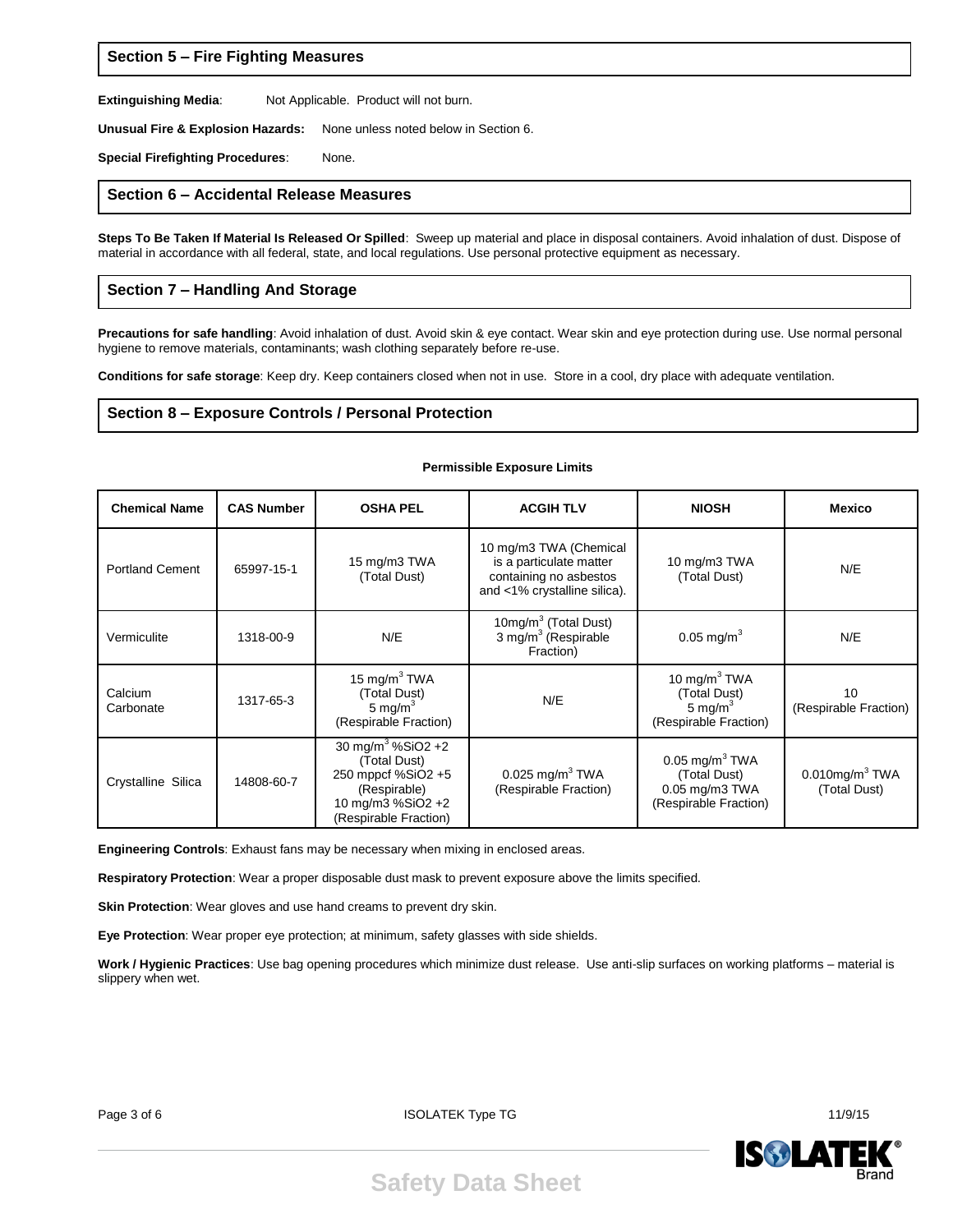## Section 5 – Fire Fighting Measures

**Extinguishing Media**: Not Applicable. Product will not burn.

**Unusual Fire & Explosion Hazards:** None unless noted below in Section 6.

**Special Firefighting Procedures**: None.

## Section 6 – Accidental Release Measures

**Steps To Be Taken If Material Is Released Or Spilled**: Sweep up material and place in disposal containers. Avoid inhalation of dust. Dispose of material in accordance with all federal, state, and local regulations. Use personal protective equipment as necessary.

## Section 7 – Handling And Storage

**Precautions for safe handling**: Avoid inhalation of dust. Avoid skin & eye contact. Wear skin and eye protection during use. Use normal personal hygiene to remove materials, contaminants; wash clothing separately before re-use.

**Conditions for safe storage**: Keep dry. Keep containers closed when not in use. Store in a cool, dry place with adequate ventilation.

## Section 8 – Exposure Controls / Personal Protection

**Permissible Exposure Limits**

| Chemical Name | CAS Number | OSHA PEL | ACGIH TLV | NIOSH | Mexico |
|---|---|---|---|---|---|
| Portland Cement | 65997-15-1 | 15 mg/m3 TWA (Total Dust) | 10 mg/m3 TWA (Chemical is a particulate matter containing no asbestos and <1% crystalline silica). | 10 mg/m3 TWA (Total Dust) | N/E |
| Vermiculite | 1318-00-9 | N/E | 10mg/$m^3$ (Total Dust) 3 mg/$m^3$ (Respirable Fraction) | 0.05 mg/$m^3$ | N/E |
| Calcium Carbonate | 1317-65-3 | 15 mg/$m^3$ TWA (Total Dust) 5 mg/$m^3$ (Respirable Fraction) | N/E | 10 mg/$m^3$ TWA (Total Dust) 5 mg/$m^3$ (Respirable Fraction) | 10 (Respirable Fraction) |
| Crystalline Silica | 14808-60-7 | 30 mg/$m^3$ %SiO2 +2 (Total Dust) 250 mppcf %SiO2 +5 (Respirable) 10 mg/m3 %SiO2 +2 (Respirable Fraction) | 0.025 mg/$m^3$ TWA (Respirable Fraction) | 0.05 mg/$m^3$ TWA (Total Dust) 0.05 mg/m3 TWA (Respirable Fraction) | 0.010mg/$m^3$ TWA (Total Dust) |

**Engineering Controls**: Exhaust fans may be necessary when mixing in enclosed areas.

**Respiratory Protection**: Wear a proper disposable dust mask to prevent exposure above the limits specified.

**Skin Protection**: Wear gloves and use hand creams to prevent dry skin.

**Eye Protection**: Wear proper eye protection; at minimum, safety glasses with side shields.

**Work / Hygienic Practices**: Use bag opening procedures which minimize dust release. Use anti-slip surfaces on working platforms – material is slippery when wet.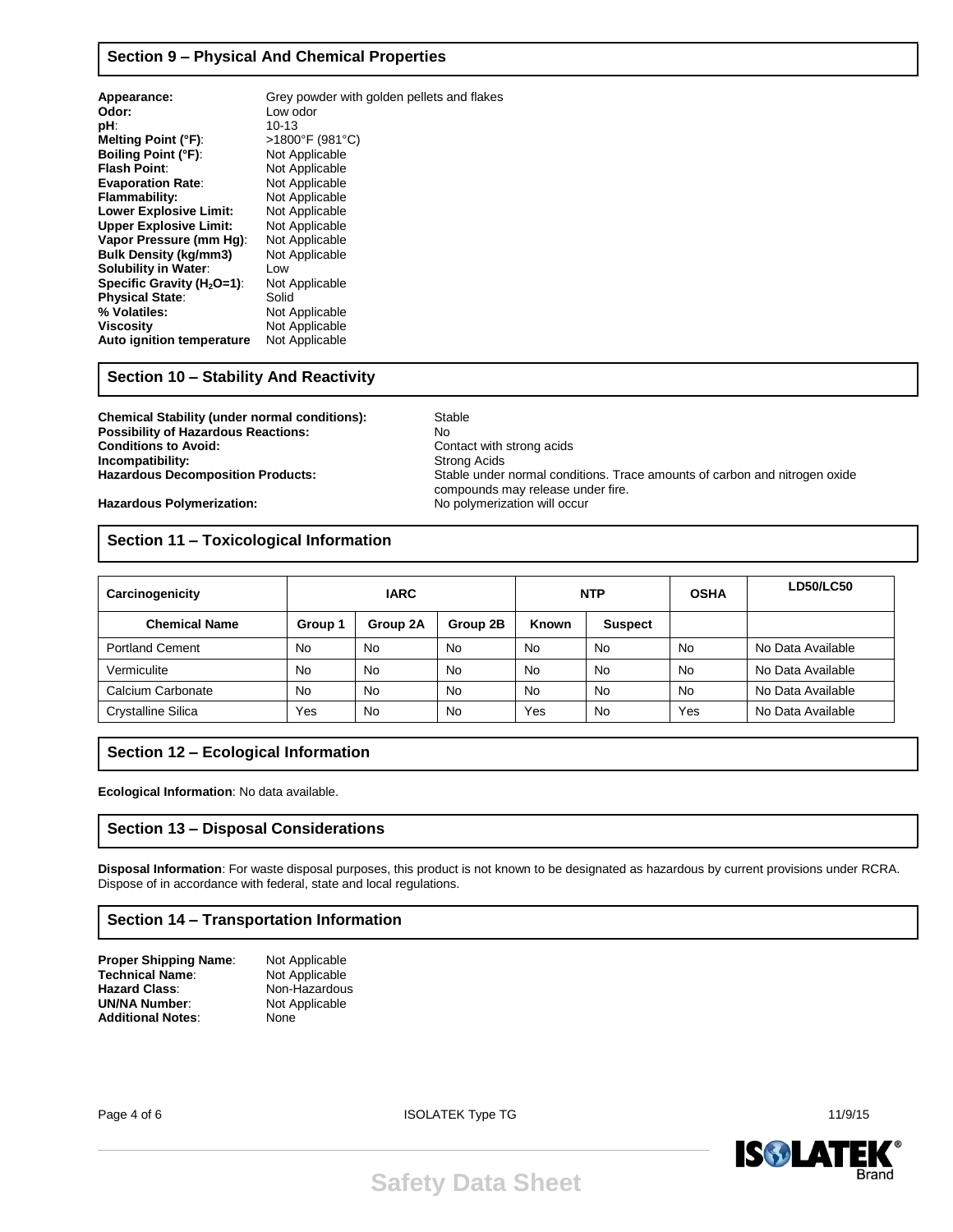## Section 9 – Physical And Chemical Properties

**Appearance:** Grey powder with golden pellets and flakes
**Odor:** Low odor
**pH**: 10-13
**Melting Point (°F)**: >1800°F (981°C)
**Boiling Point (°F)**: Not Applicable
**Flash Point**: Not Applicable
**Evaporation Rate**: Not Applicable
**Flammability:** Not Applicable
**Lower Explosive Limit:** Not Applicable
**Upper Explosive Limit:** Not Applicable
**Vapor Pressure (mm Hg)**: Not Applicable
**Bulk Density (kg/mm3)** Not Applicable
**Solubility in Water**: Low
**Specific Gravity ($H_2O$=1)**: Not Applicable
**Physical State**: Solid
**% Volatiles:** Not Applicable
**Viscosity** Not Applicable
**Auto ignition temperature** Not Applicable

## Section 10 – Stability And Reactivity

**Chemical Stability (under normal conditions):** Stable
**Possibility of Hazardous Reactions:** No
**Conditions to Avoid:** Contact with strong acids
**Incompatibility:** Strong Acids
**Hazardous Decomposition Products:** Stable under normal conditions. Trace amounts of carbon and nitrogen oxide compounds may release under fire.
**Hazardous Polymerization:** No polymerization will occur

## Section 11 – Toxicological Information

| Carcinogenicity | IARC | | | NTP | | OSHA | LD50/LC50 |
|---|---|---|---|---|---|---|---|
| **Chemical Name** | **Group 1** | **Group 2A** | **Group 2B** | **Known** | **Suspect** | | |
| Portland Cement | No | No | No | No | No | No | No Data Available |
| Vermiculite | No | No | No | No | No | No | No Data Available |
| Calcium Carbonate | No | No | No | No | No | No | No Data Available |
| Crystalline Silica | Yes | No | No | Yes | No | Yes | No Data Available |

## Section 12 – Ecological Information

**Ecological Information**: No data available.

## Section 13 – Disposal Considerations

**Disposal Information**: For waste disposal purposes, this product is not known to be designated as hazardous by current provisions under RCRA. Dispose of in accordance with federal, state and local regulations.

## Section 14 – Transportation Information

**Proper Shipping Name**: Not Applicable
**Technical Name**: Not Applicable
**Hazard Class**: Non-Hazardous
**UN/NA Number**: Not Applicable
**Additional Notes**: None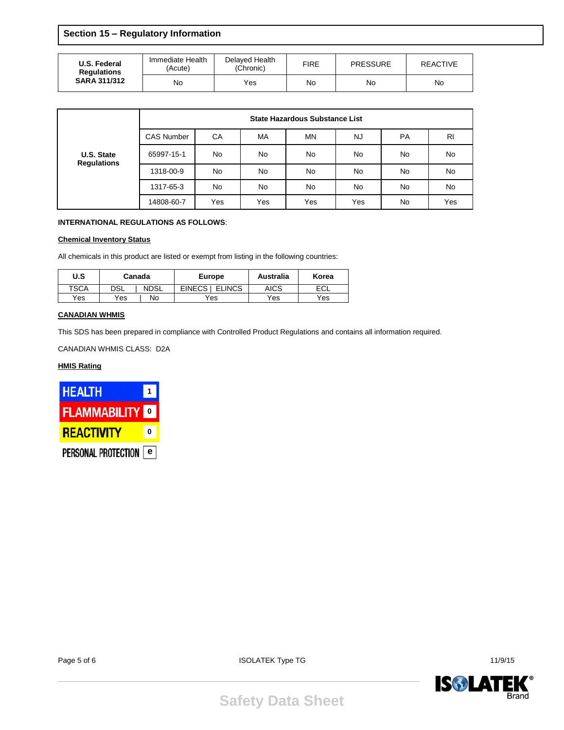## Section 15 – Regulatory Information

| U.S. Federal Regulations SARA 311/312 | Immediate Health (Acute) | Delayed Health (Chronic) | FIRE | PRESSURE | REACTIVE |
|---|---|---|---|---|---|
| | No | Yes | No | No | No |

| U.S. State Regulations | State Hazardous Substance List | | | | | | |
|---|---|---|---|---|---|---|---|
| | CAS Number | CA | MA | MN | NJ | PA | RI |
| | 65997-15-1 | No | No | No | No | No | No |
| | 1318-00-9 | No | No | No | No | No | No |
| | 1317-65-3 | No | No | No | No | No | No |
| | 14808-60-7 | Yes | Yes | Yes | Yes | No | Yes |

**INTERNATIONAL REGULATIONS AS FOLLOWS**:

**Chemical Inventory Status**

All chemicals in this product are listed or exempt from listing in the following countries:

| U.S | Canada | | Europe | | Australia | Korea |
|---|---|---|---|---|---|---|
| TSCA | DSL | NDSL | EINECS | ELINCS | AICS | ECL |
| Yes | Yes | No | Yes | | Yes | Yes |

**CANADIAN WHMIS**

This SDS has been prepared in compliance with Controlled Product Regulations and contains all information required.

CANADIAN WHMIS CLASS: D2A

**HMIS Rating**

| | |
|---|---|
| HEALTH | 1 |
| FLAMMABILITY | 0 |
| REACTIVITY | 0 |
| PERSONAL PROTECTION | e |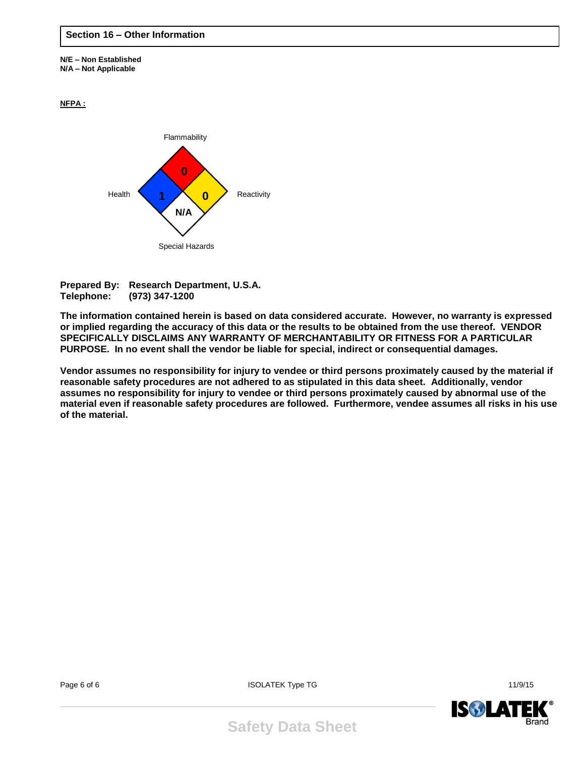## Section 16 – Other Information

**N/E – Non Established**
**N/A – Not Applicable**

**NFPA :**

Flammability
0

Health
1

Reactivity
0

N/A

Special Hazards

**Prepared By: Research Department, U.S.A.**
**Telephone: (973) 347-1200**

**The information contained herein is based on data considered accurate. However, no warranty is expressed or implied regarding the accuracy of this data or the results to be obtained from the use thereof. VENDOR SPECIFICALLY DISCLAIMS ANY WARRANTY OF MERCHANTABILITY OR FITNESS FOR A PARTICULAR PURPOSE. In no event shall the vendor be liable for special, indirect or consequential damages.**

**Vendor assumes no responsibility for injury to vendee or third persons proximately caused by the material if reasonable safety procedures are not adhered to as stipulated in this data sheet. Additionally, vendor assumes no responsibility for injury to vendee or third persons proximately caused by abnormal use of the material even if reasonable safety procedures are followed. Furthermore, vendee assumes all risks in his use of the material.**